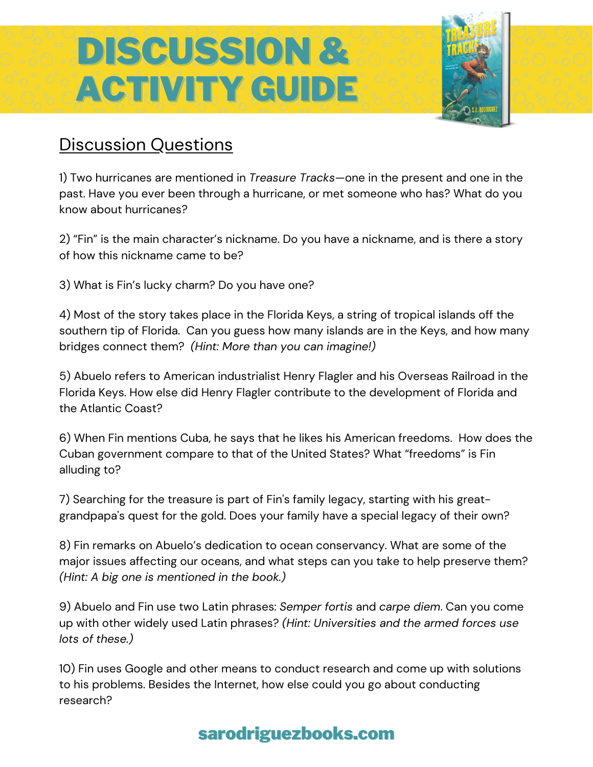# DISCUSSION & ACTIVITY GUIDE

## Discussion Questions

1) Two hurricanes are mentioned in *Treasure Tracks*—one in the present and one in the past. Have you ever been through a hurricane, or met someone who has? What do you know about hurricanes?

2) "Fin" is the main character's nickname. Do you have a nickname, and is there a story of how this nickname came to be?

3) What is Fin's lucky charm? Do you have one?

4) Most of the story takes place in the Florida Keys, a string of tropical islands off the southern tip of Florida. Can you guess how many islands are in the Keys, and how many bridges connect them? *(Hint: More than you can imagine!)*

5) Abuelo refers to American industrialist Henry Flagler and his Overseas Railroad in the Florida Keys. How else did Henry Flagler contribute to the development of Florida and the Atlantic Coast?

6) When Fin mentions Cuba, he says that he likes his American freedoms. How does the Cuban government compare to that of the United States? What "freedoms" is Fin alluding to?

7) Searching for the treasure is part of Fin's family legacy, starting with his great-grandpapa's quest for the gold. Does your family have a special legacy of their own?

8) Fin remarks on Abuelo's dedication to ocean conservancy. What are some of the major issues affecting our oceans, and what steps can you take to help preserve them? *(Hint: A big one is mentioned in the book.)*

9) Abuelo and Fin use two Latin phrases: *Semper fortis* and *carpe diem*. Can you come up with other widely used Latin phrases? *(Hint: Universities and the armed forces use lots of these.)*

10) Fin uses Google and other means to conduct research and come up with solutions to his problems. Besides the Internet, how else could you go about conducting research?

**sarodriguezbooks.com**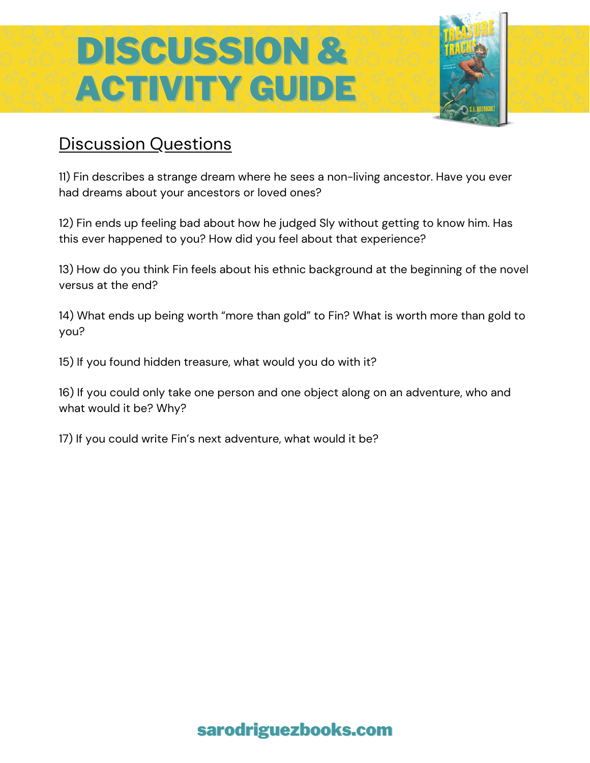# DISCUSSION & ACTIVITY GUIDE

## Discussion Questions

11) Fin describes a strange dream where he sees a non-living ancestor. Have you ever had dreams about your ancestors or loved ones?

12) Fin ends up feeling bad about how he judged Sly without getting to know him. Has this ever happened to you? How did you feel about that experience?

13) How do you think Fin feels about his ethnic background at the beginning of the novel versus at the end?

14) What ends up being worth "more than gold" to Fin? What is worth more than gold to you?

15) If you found hidden treasure, what would you do with it?

16) If you could only take one person and one object along on an adventure, who and what would it be? Why?

17) If you could write Fin's next adventure, what would it be?

sarodriguezbooks.com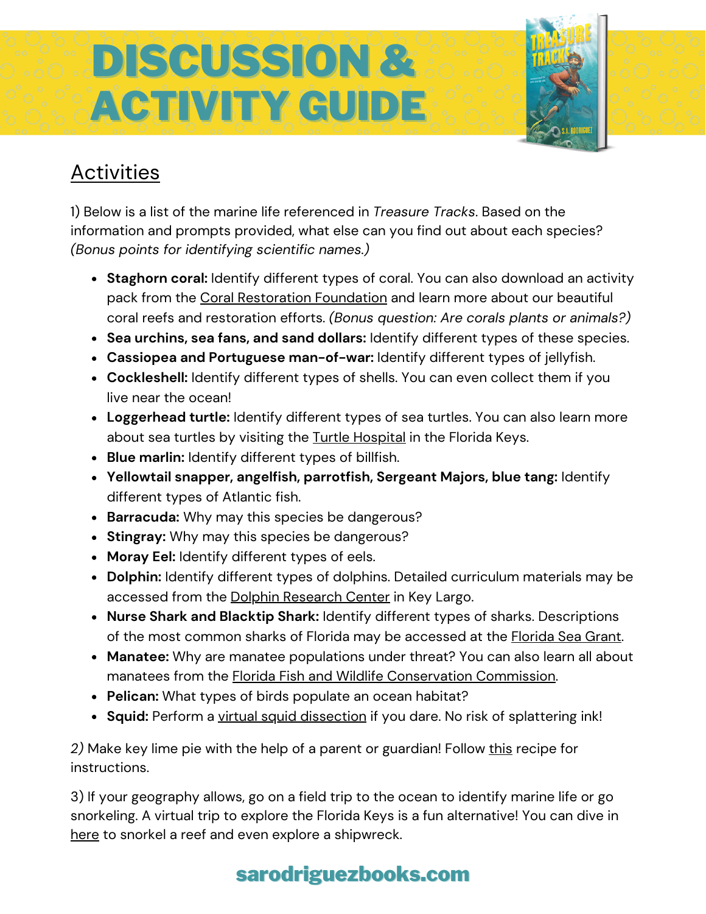# DISCUSSION & ACTIVITY GUIDE

## Activities

1) Below is a list of the marine life referenced in *Treasure Tracks*. Based on the information and prompts provided, what else can you find out about each species? *(Bonus points for identifying scientific names.)*

- **Staghorn coral:** Identify different types of coral. You can also download an activity pack from the Coral Restoration Foundation and learn more about our beautiful coral reefs and restoration efforts. *(Bonus question: Are corals plants or animals?)*
- **Sea urchins, sea fans, and sand dollars:** Identify different types of these species.
- **Cassiopea and Portuguese man-of-war:** Identify different types of jellyfish.
- **Cockleshell:** Identify different types of shells. You can even collect them if you live near the ocean!
- **Loggerhead turtle:** Identify different types of sea turtles. You can also learn more about sea turtles by visiting the Turtle Hospital in the Florida Keys.
- **Blue marlin:** Identify different types of billfish.
- **Yellowtail snapper, angelfish, parrotfish, Sergeant Majors, blue tang:** Identify different types of Atlantic fish.
- **Barracuda:** Why may this species be dangerous?
- **Stingray:** Why may this species be dangerous?
- **Moray Eel:** Identify different types of eels.
- **Dolphin:** Identify different types of dolphins. Detailed curriculum materials may be accessed from the Dolphin Research Center in Key Largo.
- **Nurse Shark and Blacktip Shark:** Identify different types of sharks. Descriptions of the most common sharks of Florida may be accessed at the Florida Sea Grant.
- **Manatee:** Why are manatee populations under threat? You can also learn all about manatees from the Florida Fish and Wildlife Conservation Commission.
- **Pelican:** What types of birds populate an ocean habitat?
- **Squid:** Perform a virtual squid dissection if you dare. No risk of splattering ink!

*2)* Make key lime pie with the help of a parent or guardian! Follow this recipe for instructions.

3) If your geography allows, go on a field trip to the ocean to identify marine life or go snorkeling. A virtual trip to explore the Florida Keys is a fun alternative! You can dive in here to snorkel a reef and even explore a shipwreck.

sarodriguezbooks.com